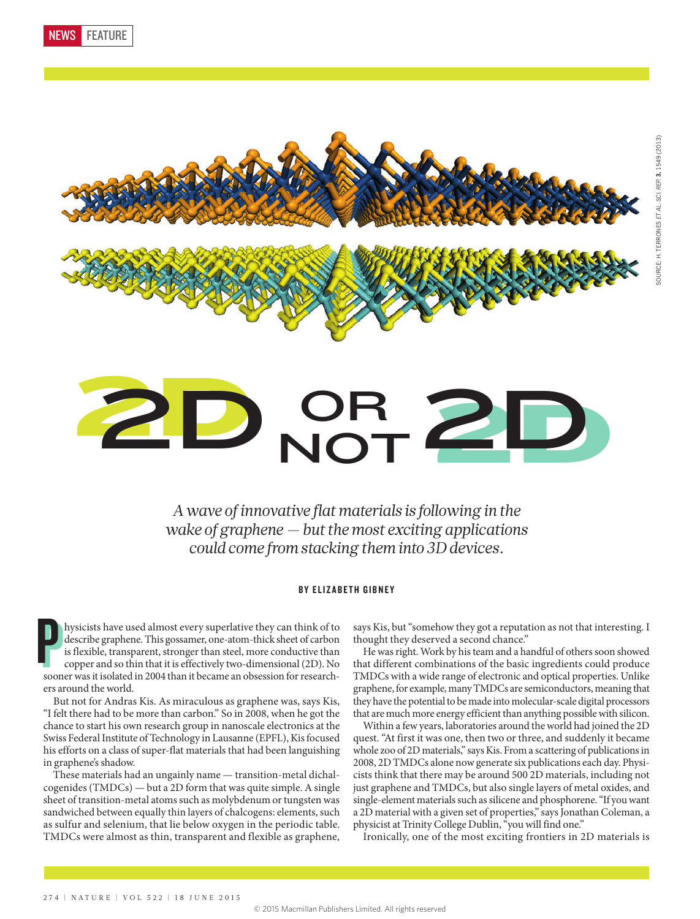NEWS FEATURE

SOURCE: H. TERRONES ET AL. SCI. REP 3, 1549 (2013)

# 2D OR NOT 2D

*A wave of innovative flat materials is following in the wake of graphene — but the most exciting applications could come from stacking them into 3D devices.*

**BY ELIZABETH GIBNEY**

Physicists have used almost every superlative they can think of to describe graphene. This gossamer, one-atom-thick sheet of carbon is flexible, transparent, stronger than steel, more conductive than copper and so thin that it is effectively two-dimensional (2D). No sooner was it isolated in 2004 than it became an obsession for researchers around the world.

But not for Andras Kis. As miraculous as graphene was, says Kis, "I felt there had to be more than carbon." So in 2008, when he got the chance to start his own research group in nanoscale electronics at the Swiss Federal Institute of Technology in Lausanne (EPFL), Kis focused his efforts on a class of super-flat materials that had been languishing in graphene's shadow.

These materials had an ungainly name — transition-metal dichalcogenides (TMDCs) — but a 2D form that was quite simple. A single sheet of transition-metal atoms such as molybdenum or tungsten was sandwiched between equally thin layers of chalcogens: elements, such as sulfur and selenium, that lie below oxygen in the periodic table. TMDCs were almost as thin, transparent and flexible as graphene, says Kis, but "somehow they got a reputation as not that interesting. I thought they deserved a second chance."

He was right. Work by his team and a handful of others soon showed that different combinations of the basic ingredients could produce TMDCs with a wide range of electronic and optical properties. Unlike graphene, for example, many TMDCs are semiconductors, meaning that they have the potential to be made into molecular-scale digital processors that are much more energy efficient than anything possible with silicon.

Within a few years, laboratories around the world had joined the 2D quest. "At first it was one, then two or three, and suddenly it became whole zoo of 2D materials," says Kis. From a scattering of publications in 2008, 2D TMDCs alone now generate six publications each day. Physicists think that there may be around 500 2D materials, including not just graphene and TMDCs, but also single layers of metal oxides, and single-element materials such as silicene and phosphorene. "If you want a 2D material with a given set of properties," says Jonathan Coleman, a physicist at Trinity College Dublin, "you will find one."

Ironically, one of the most exciting frontiers in 2D materials is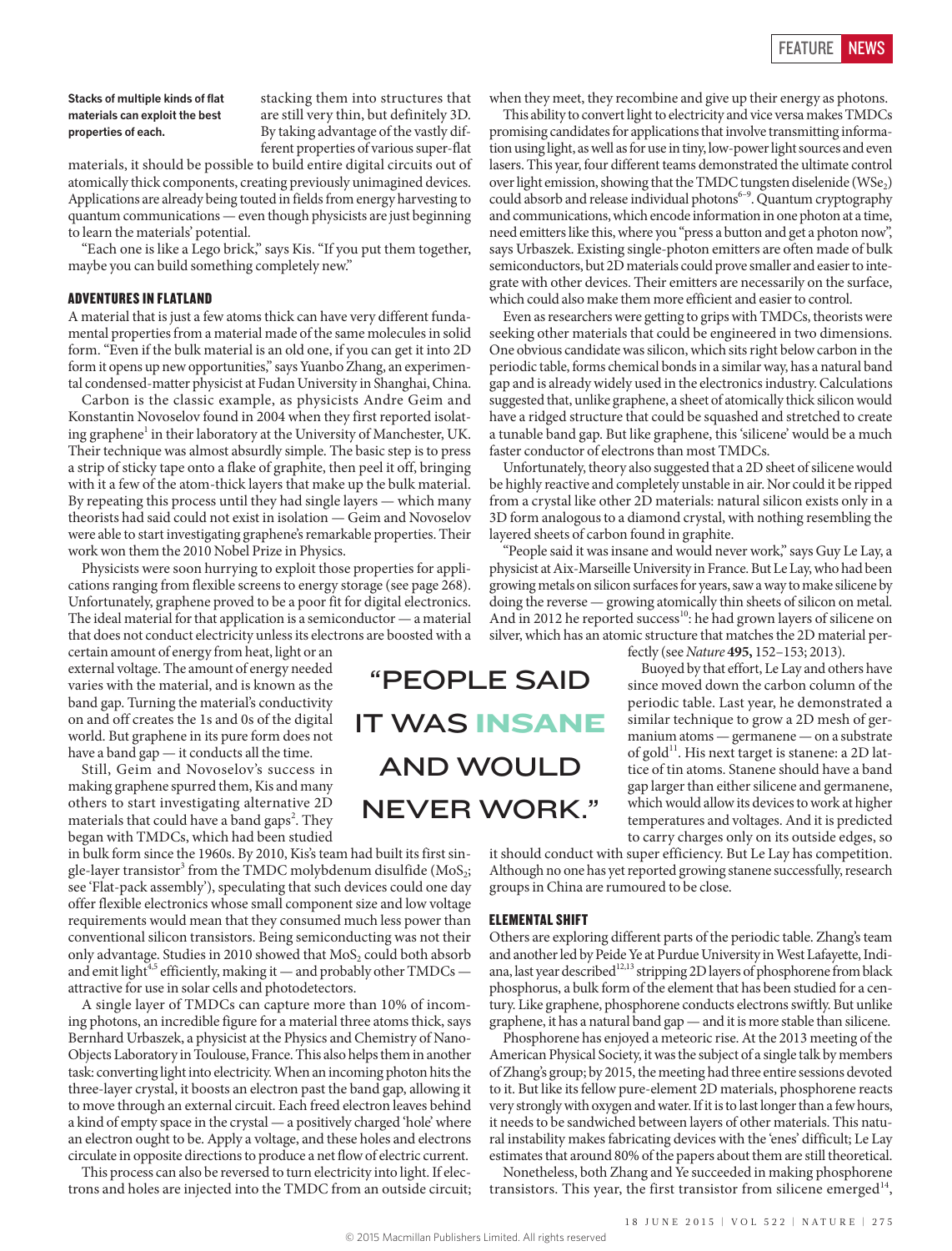**Stacks of multiple kinds of flat materials can exploit the best properties of each.**

stacking them into structures that are still very thin, but definitely 3D. By taking advantage of the vastly different properties of various super-flat materials, it should be possible to build entire digital circuits out of atomically thick components, creating previously unimagined devices. Applications are already being touted in fields from energy harvesting to quantum communications — even though physicists are just beginning to learn the materials' potential.

"Each one is like a Lego brick," says Kis. "If you put them together, maybe you can build something completely new."

## ADVENTURES IN FLATLAND

A material that is just a few atoms thick can have very different fundamental properties from a material made of the same molecules in solid form. "Even if the bulk material is an old one, if you can get it into 2D form it opens up new opportunities," says Yuanbo Zhang, an experimental condensed-matter physicist at Fudan University in Shanghai, China.

Carbon is the classic example, as physicists Andre Geim and Konstantin Novoselov found in 2004 when they first reported isolating graphene[1] in their laboratory at the University of Manchester, UK. Their technique was almost absurdly simple. The basic step is to press a strip of sticky tape onto a flake of graphite, then peel it off, bringing with it a few of the atom-thick layers that make up the bulk material. By repeating this process until they had single layers — which many theorists had said could not exist in isolation — Geim and Novoselov were able to start investigating graphene's remarkable properties. Their work won them the 2010 Nobel Prize in Physics.

Physicists were soon hurrying to exploit those properties for applications ranging from flexible screens to energy storage (see page 268). Unfortunately, graphene proved to be a poor fit for digital electronics. The ideal material for that application is a semiconductor — a material that does not conduct electricity unless its electrons are boosted with a certain amount of energy from heat, light or an external voltage. The amount of energy needed varies with the material, and is known as the band gap. Turning the material's conductivity on and off creates the 1s and 0s of the digital world. But graphene in its pure form does not have a band gap — it conducts all the time.

Still, Geim and Novoselov's success in making graphene spurred them, Kis and many others to start investigating alternative 2D materials that could have band gaps[2]. They began with TMDCs, which had been studied in bulk form since the 1960s. By 2010, Kis's team had built its first single-layer transistor[3] from the TMDC molybdenum disulfide ($MoS_2$; see 'Flat-pack assembly'), speculating that such devices could one day offer flexible electronics whose small component size and low voltage requirements would mean that they consumed much less power than conventional silicon transistors. Being semiconducting was not their only advantage. Studies in 2010 showed that $MoS_2$ could both absorb and emit light[4,5] efficiently, making it — and probably other TMDCs — attractive for use in solar cells and photodetectors.

A single layer of TMDCs can capture more than 10% of incoming photons, an incredible figure for a material three atoms thick, says Bernhard Urbaszek, a physicist at the Physics and Chemistry of Nano-Objects Laboratory in Toulouse, France. This also helps them in another task: converting light into electricity. When an incoming photon hits the three-layer crystal, it boosts an electron past the band gap, allowing it to move through an external circuit. Each freed electron leaves behind a kind of empty space in the crystal — a positively charged 'hole' where an electron ought to be. Apply a voltage, and these holes and electrons circulate in opposite directions to produce a net flow of electric current.

This process can also be reversed to turn electricity into light. If electrons and holes are injected into the TMDC from an outside circuit; when they meet, they recombine and give up their energy as photons.

This ability to convert light to electricity and vice versa makes TMDCs promising candidates for applications that involve transmitting information using light, as well as for use in tiny, low-power light sources and even lasers. This year, four different teams demonstrated the ultimate control over light emission, showing that the TMDC tungsten diselenide ($WSe_2$) could absorb and release individual photons[6–9]. Quantum cryptography and communications, which encode information in one photon at a time, need emitters like this, where you "press a button and get a photon now", says Urbaszek. Existing single-photon emitters are often made of bulk semiconductors, but 2D materials could prove smaller and easier to integrate with other devices. Their emitters are necessarily on the surface, which could also make them more efficient and easier to control.

Even as researchers were getting to grips with TMDCs, theorists were seeking other materials that could be engineered in two dimensions. One obvious candidate was silicon, which sits right below carbon in the periodic table, forms chemical bonds in a similar way, has a natural band gap and is already widely used in the electronics industry. Calculations suggested that, unlike graphene, a sheet of atomically thick silicon would have a ridged structure that could be squashed and stretched to create a tunable band gap. But like graphene, this 'silicene' would be a much faster conductor of electrons than most TMDCs.

Unfortunately, theory also suggested that a 2D sheet of silicene would be highly reactive and completely unstable in air. Nor could it be ripped from a crystal like other 2D materials: natural silicon exists only in a 3D form analogous to a diamond crystal, with nothing resembling the layered sheets of carbon found in graphite.

"People said it was insane and would never work," says Guy Le Lay, a physicist at Aix-Marseille University in France. But Le Lay, who had been growing metals on silicon surfaces for years, saw a way to make silicene by doing the reverse — growing atomically thin sheets of silicon on metal. And in 2012 he reported success[10]: he had grown layers of silicene on silver, which has an atomic structure that matches the 2D material perfectly (see *Nature* **495,** 152–153; 2013).

> "PEOPLE SAID IT WAS INSANE AND WOULD NEVER WORK."

Buoyed by that effort, Le Lay and others have since moved down the carbon column of the periodic table. Last year, he demonstrated a similar technique to grow a 2D mesh of germanium atoms — germanene — on a substrate of gold[11]. His next target is stanene: a 2D lattice of tin atoms. Stanene should have a band gap larger than either silicene and germanene, which would allow its devices to work at higher temperatures and voltages. And it is predicted to carry charges only on its outside edges, so it should conduct with super efficiency. But Le Lay has competition. Although no one has yet reported growing stanene successfully, research groups in China are rumoured to be close.

## ELEMENTAL SHIFT

Others are exploring different parts of the periodic table. Zhang's team and another led by Peide Ye at Purdue University in West Lafayette, Indiana, last year described[12,13] stripping 2D layers of phosphorene from black phosphorus, a bulk form of the element that has been studied for a century. Like graphene, phosphorene conducts electrons swiftly. But unlike graphene, it has a natural band gap — and it is more stable than silicene.

Phosphorene has enjoyed a meteoric rise. At the 2013 meeting of the American Physical Society, it was the subject of a single talk by members of Zhang's group; by 2015, the meeting had three entire sessions devoted to it. But like its fellow pure-element 2D materials, phosphorene reacts very strongly with oxygen and water. If it is to last longer than a few hours, it needs to be sandwiched between layers of other materials. This natural instability makes fabricating devices with the 'enes' difficult; Le Lay estimates that around 80% of the papers about them are still theoretical.

Nonetheless, both Zhang and Ye succeeded in making phosphorene transistors. This year, the first transistor from silicene emerged[14],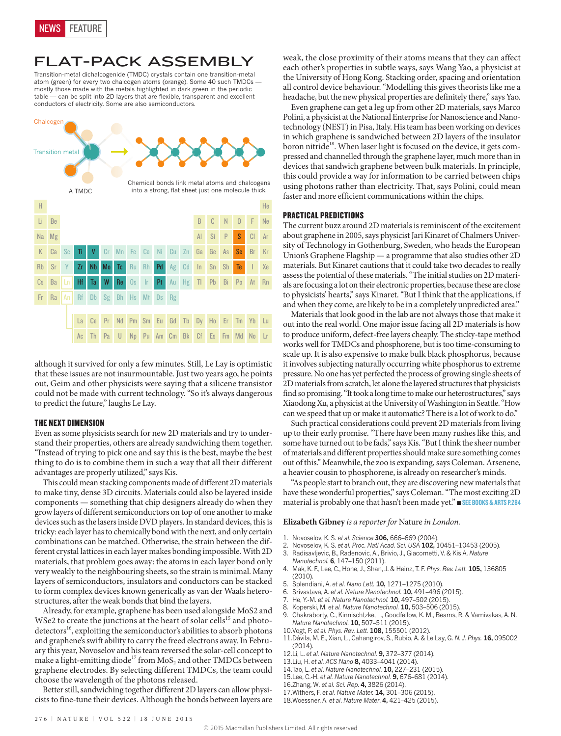# FLAT-PACK ASSEMBLY

Transition-metal dichalcogenide (TMDC) crystals contain one transition-metal atom (green) for every two chalcogen atoms (orange). Some 40 such TMDCs — mostly those made with the metals highlighted in dark green in the periodic table — can be split into 2D layers that are flexible, transparent and excellent conductors of electricity. Some are also semiconductors.

Chalcogen

Transition metal

A TMDC

Chemical bonds link metal atoms and chalcogens into a strong, flat sheet just one molecule thick.

| | | | | | | | | | | | | | | | | | |
|---|---|---|---|---|---|---|---|---|---|---|---|---|---|---|---|---|---|
| H | | | | | | | | | | | | | | | | | He |
| Li | Be | | | | | | | | | | | B | C | N | O | F | Ne |
| Na | Mg | | | | | | | | | | | Al | Si | P | S | Cl | Ar |
| K | Ca | Sc | Ti | V | Cr | Mn | Fe | Co | Ni | Cu | Zn | Ga | Ge | As | Se | Br | Kr |
| Rb | Sr | Y | Zr | Nb | Mo | Tc | Ru | Rh | Pd | Ag | Cd | In | Sn | Sb | Te | I | Xe |
| Cs | Ba | Ln | Hf | Ta | W | Re | Os | Ir | Pt | Au | Hg | Tl | Pb | Bi | Po | At | Rn |
| Fr | Ra | An | Rf | Db | Sg | Bh | Hs | Mt | Ds | Rg | | | | | | | |
| | | | La | Ce | Pr | Nd | Pm | Sm | Eu | Gd | Tb | Dy | Ho | Er | Tm | Yb | Lu |
| | | | Ac | Th | Pa | U | Np | Pu | Am | Cm | Bk | Cf | Es | Fm | Md | No | Lr |

although it survived for only a few minutes. Still, Le Lay is optimistic that these issues are not insurmountable. Just two years ago, he points out, Geim and other physicists were saying that a silicene transistor could not be made with current technology. "So it's always dangerous to predict the future," laughs Le Lay.

## THE NEXT DIMENSION

Even as some physicists search for new 2D materials and try to understand their properties, others are already sandwiching them together. "Instead of trying to pick one and say this is the best, maybe the best thing to do is to combine them in such a way that all their different advantages are properly utilized," says Kis.

This could mean stacking components made of different 2D materials to make tiny, dense 3D circuits. Materials could also be layered inside components — something that chip designers already do when they grow layers of different semiconductors on top of one another to make devices such as the lasers inside DVD players. In standard devices, this is tricky: each layer has to chemically bond with the next, and only certain combinations can be matched. Otherwise, the strain between the different crystal lattices in each layer makes bonding impossible. With 2D materials, that problem goes away: the atoms in each layer bond only very weakly to the neighbouring sheets, so the strain is minimal. Many layers of semiconductors, insulators and conductors can be stacked to form complex devices known generically as van der Waals heterostructures, after the weak bonds that bind the layers.

Already, for example, graphene has been used alongside MoS2 and WSe2 to create the junctions at the heart of solar cells[15] and photodetectors[16], exploiting the semiconductor's abilities to absorb photons and graphene's swift ability to carry the freed electrons away. In February this year, Novoselov and his team reversed the solar-cell concept to make a light-emitting diode[17] from $MoS_2$ and other TMDCs between graphene electrodes. By selecting different TMDCs, the team could choose the wavelength of the photons released.

Better still, sandwiching together different 2D layers can allow physicists to fine-tune their devices. Although the bonds between layers are weak, the close proximity of their atoms means that they can affect each other's properties in subtle ways, says Wang Yao, a physicist at the University of Hong Kong. Stacking order, spacing and orientation all control device behaviour. "Modelling this gives theorists like me a headache, but the new physical properties are definitely there," says Yao.

Even graphene can get a leg up from other 2D materials, says Marco Polini, a physicist at the National Enterprise for Nanoscience and Nanotechnology (NEST) in Pisa, Italy. His team has been working on devices in which graphene is sandwiched between 2D layers of the insulator boron nitride[18]. When laser light is focused on the device, it gets compressed and channelled through the graphene layer, much more than in devices that sandwich graphene between bulk materials. In principle, this could provide a way for information to be carried between chips using photons rather than electricity. That, says Polini, could mean faster and more efficient communications within the chips.

## PRACTICAL PREDICTIONS

The current buzz around 2D materials is reminiscent of the excitement about graphene in 2005, says physicist Jari Kinaret of Chalmers University of Technology in Gothenburg, Sweden, who heads the European Union's Graphene Flagship — a programme that also studies other 2D materials. But Kinaret cautions that it could take two decades to really assess the potential of these materials. "The initial studies on 2D materials are focusing a lot on their electronic properties, because these are close to physicists' hearts," says Kinaret. "But I think that the applications, if and when they come, are likely to be in a completely unpredicted area."

Materials that look good in the lab are not always those that make it out into the real world. One major issue facing all 2D materials is how to produce uniform, defect-free layers cheaply. The sticky-tape method works well for TMDCs and phosphorene, but is too time-consuming to scale up. It is also expensive to make bulk black phosphorus, because it involves subjecting naturally occurring white phosphorus to extreme pressure. No one has yet perfected the process of growing single sheets of 2D materials from scratch, let alone the layered structures that physicists find so promising. "It took a long time to make our heterostructures," says Xiaodong Xu, a physicist at the University of Washington in Seattle. "How can we speed that up or make it automatic? There is a lot of work to do."

Such practical considerations could prevent 2D materials from living up to their early promise. "There have been many rushes like this, and some have turned out to be fads," says Kis. "But I think the sheer number of materials and different properties should make sure something comes out of this." Meanwhile, the zoo is expanding, says Coleman. Arsenene, a heavier cousin to phosphorene, is already on researcher's minds.

"As people start to branch out, they are discovering new materials that have these wonderful properties," says Coleman. "The most exciting 2D material is probably one that hasn't been made yet." ■ SEE BOOKS & ARTS P.284

**Elizabeth Gibney** *is a reporter for* Nature *in London.*

1. Novoselov, K. S. *et al. Science* **306,** 666–669 (2004).
2. Novoselov, K. S. *et al. Proc. Natl Acad. Sci. USA* **102,** 10451–10453 (2005).
3. Radisavljevic, B., Radenovic, A., Brivio, J., Giacometti, V. & Kis A. *Nature Nanotechnol.* **6**, 147–150 (2011).
4. Mak, K. F., Lee, C., Hone, J., Shan, J. & Heinz, T. F. *Phys. Rev. Lett.* **105,** 136805 (2010).
5. Splendiani, A. *et al. Nano Lett.* **10,** 1271–1275 (2010).
6. Srivastava, A. *et al. Nature Nanotechnol.* **10,** 491–496 (2015).
7. He, Y.-M. *et al. Nature Nanotechnol.* **10,** 497–502 (2015).
8. Koperski, M. *et al. Nature Nanotechnol.* **10,** 503–506 (2015).
9. Chakraborty, C., Kinnischtzke, L., Goodfellow, K. M., Beams, R. & Vamivakas, A. N. *Nature Nanotechnol.* **10,** 507–511 (2015).
10. Vogt, P. *et al. Phys. Rev. Lett.* **108,** 155501 (2012).
11. Dávila, M. E., Xian, L., Cahangirov, S., Rubio, A. & Le Lay, G. *N. J. Phys.* **16,** 095002 (2014).
12. Li, L. *et al. Nature Nanotechnol.* **9,** 372–377 (2014).
13. Liu, H. *et al. ACS Nano* **8,** 4033–4041 (2014).
14. Tao, L. *et al. Nature Nanotechnol.* **10,** 227–231 (2015).
15. Lee, C.-H. *et al. Nature Nanotechnol.* **9,** 676–681 (2014).
16. Zhang, W. *et al. Sci. Rep.* **4,** 3826 (2014).
17. Withers, F. *et al. Nature Mater.* **14,** 301–306 (2015).
18. Woessner, A. *et al. Nature Mater.* **4,** 421–425 (2015).